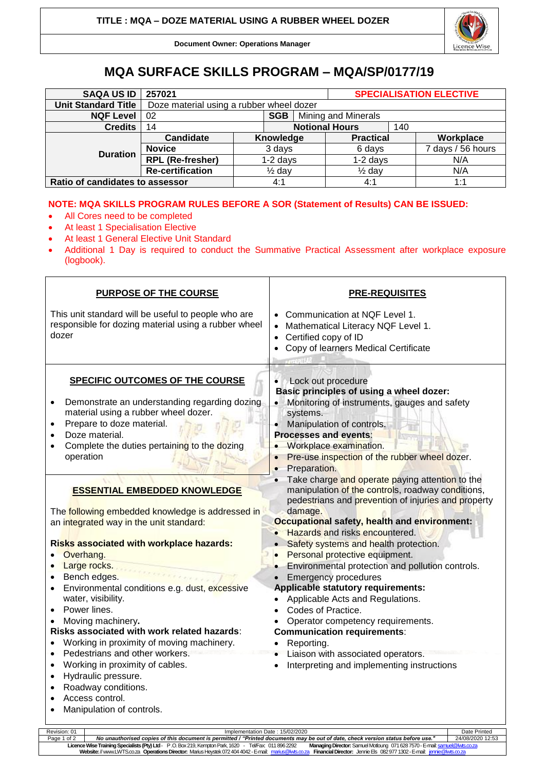**TITLE : MQA – DOZE MATERIAL USING A RUBBER WHEEL DOZER**

**Document Owner: Operations Manager**

# MQA SURFACE SKILLS PROGRAM – MQA/SP/0177/19

| **SAQA US ID** | 257021 | | | **SPECIALISATION ELECTIVE** | |
|---|---|---|---|---|---|
| **Unit Standard Title** | Doze material using a rubber wheel dozer | | | | |
| **NQF Level** | 02 | **SGB** | Mining and Minerals | | |
| **Credits** | 14 | **Notional Hours** | | 140 | |
| **Duration** | **Candidate** | **Knowledge** | **Practical** | **Workplace** | |
| | **Novice** | 3 days | 6 days | 7 days / 56 hours | |
| | **RPL (Re-fresher)** | 1-2 days | 1-2 days | N/A | |
| | **Re-certification** | ½ day | ½ day | N/A | |
| **Ratio of candidates to assessor** | | 4:1 | 4:1 | 1:1 | |

**NOTE: MQA SKILLS PROGRAM RULES BEFORE A SOR (Statement of Results) CAN BE ISSUED:**

- All Cores need to be completed
- At least 1 Specialisation Elective
- At least 1 General Elective Unit Standard
- Additional 1 Day is required to conduct the Summative Practical Assessment after workplace exposure (logbook).

## PURPOSE OF THE COURSE

This unit standard will be useful to people who are responsible for dozing material using a rubber wheel dozer

## PRE-REQUISITES

- Communication at NQF Level 1.
- Mathematical Literacy NQF Level 1.
- Certified copy of ID
- Copy of learners Medical Certificate

## SPECIFIC OUTCOMES OF THE COURSE

- Demonstrate an understanding regarding dozing material using a rubber wheel dozer.
- Prepare to doze material.
- Doze material.
- Complete the duties pertaining to the dozing operation

## ESSENTIAL EMBEDDED KNOWLEDGE

The following embedded knowledge is addressed in an integrated way in the unit standard:

**Risks associated with workplace hazards:**

- Overhang.
- Large rocks.
- Bench edges.
- Environmental conditions e.g. dust, excessive water, visibility.
- Power lines.
- Moving machinery.

**Risks associated with work related hazards:**

- Working in proximity of moving machinery.
- Pedestrians and other workers.
- Working in proximity of cables.
- Hydraulic pressure.
- Roadway conditions.
- Access control.
- Manipulation of controls.
- Lock out procedure

**Basic principles of using a wheel dozer:**

- Monitoring of instruments, gauges and safety systems.
- Manipulation of controls.

**Processes and events:**

- Workplace examination.
- Pre-use inspection of the rubber wheel dozer.
- Preparation.
- Take charge and operate paying attention to the manipulation of the controls, roadway conditions, pedestrians and prevention of injuries and property damage.

**Occupational safety, health and environment:**

- Hazards and risks encountered.
- Safety systems and health protection.
- Personal protective equipment.
- Environmental protection and pollution controls.
- Emergency procedures

**Applicable statutory requirements:**

- Applicable Acts and Regulations.
- Codes of Practice.
- Operator competency requirements.

**Communication requirements:**

- Reporting.
- Liaison with associated operators.
- Interpreting and implementing instructions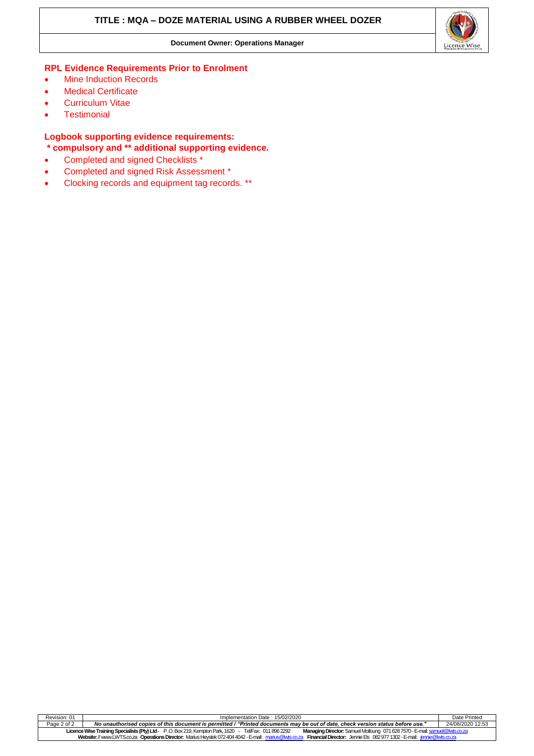## RPL Evidence Requirements Prior to Enrolment

- Mine Induction Records
- Medical Certificate
- Curriculum Vitae
- Testimonial

## Logbook supporting evidence requirements:

**\* compulsory and \*\* additional supporting evidence.**

- Completed and signed Checklists *
- Completed and signed Risk Assessment *
- Clocking records and equipment tag records. **